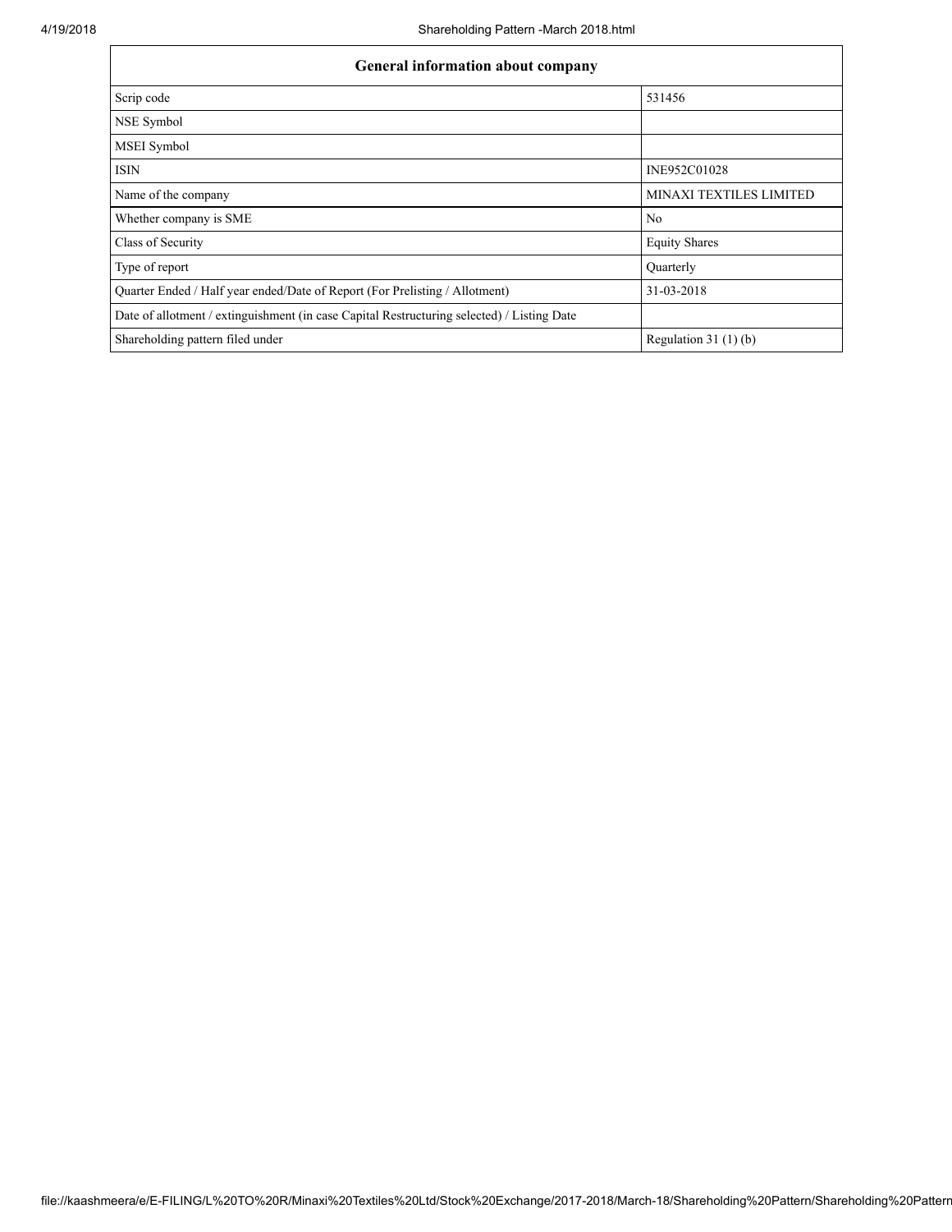| General information about company | |
|---|---|
| Scrip code | 531456 |
| NSE Symbol | |
| MSEI Symbol | |
| ISIN | INE952C01028 |
| Name of the company | MINAXI TEXTILES LIMITED |
| Whether company is SME | No |
| Class of Security | Equity Shares |
| Type of report | Quarterly |
| Quarter Ended / Half year ended/Date of Report (For Prelisting / Allotment) | 31-03-2018 |
| Date of allotment / extinguishment (in case Capital Restructuring selected) / Listing Date | |
| Shareholding pattern filed under | Regulation 31 (1) (b) |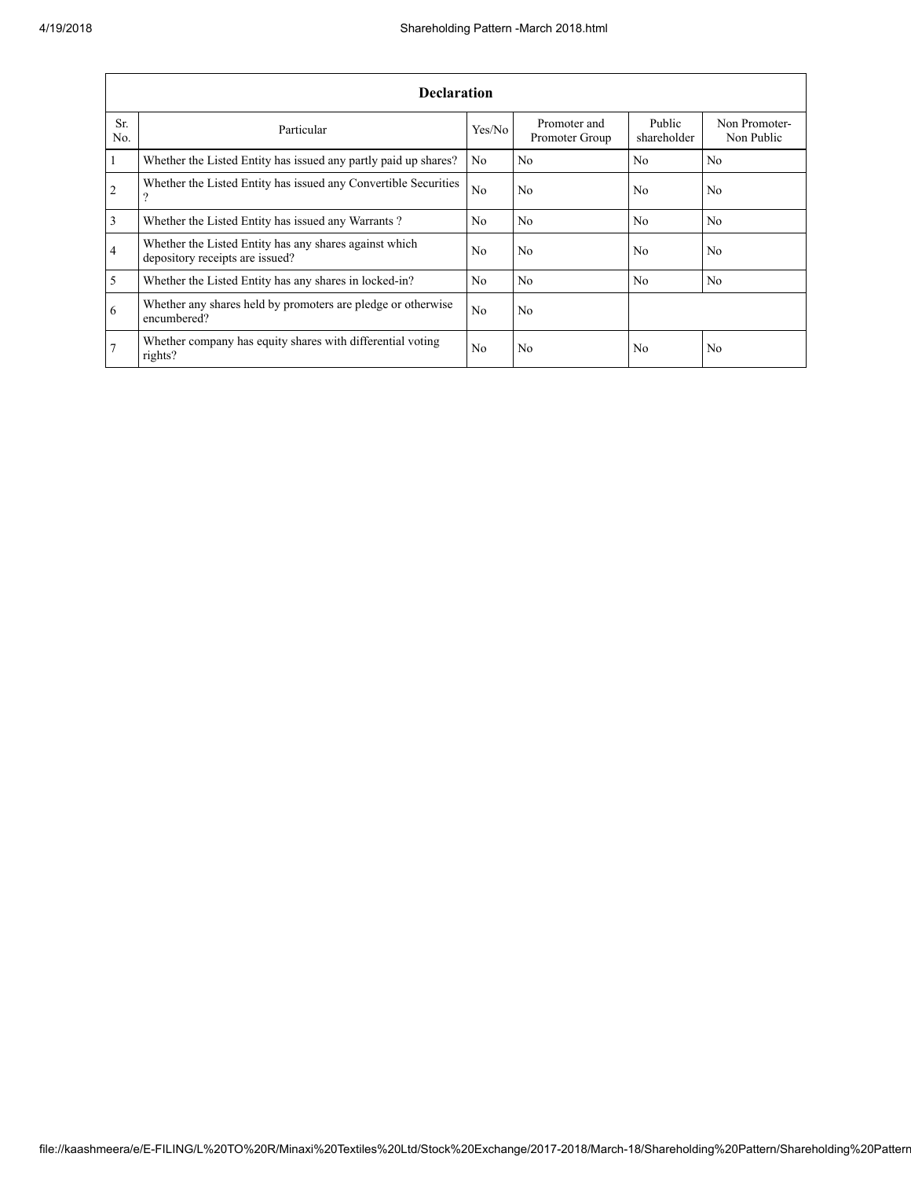| Declaration | | | | | |
|---|---|---|---|---|---|
| Sr. No. | Particular | Yes/No | Promoter and Promoter Group | Public shareholder | Non Promoter-Non Public |
| 1 | Whether the Listed Entity has issued any partly paid up shares? | No | No | No | No |
| 2 | Whether the Listed Entity has issued any Convertible Securities ? | No | No | No | No |
| 3 | Whether the Listed Entity has issued any Warrants ? | No | No | No | No |
| 4 | Whether the Listed Entity has any shares against which depository receipts are issued? | No | No | No | No |
| 5 | Whether the Listed Entity has any shares in locked-in? | No | No | No | No |
| 6 | Whether any shares held by promoters are pledge or otherwise encumbered? | No | No | | |
| 7 | Whether company has equity shares with differential voting rights? | No | No | No | No |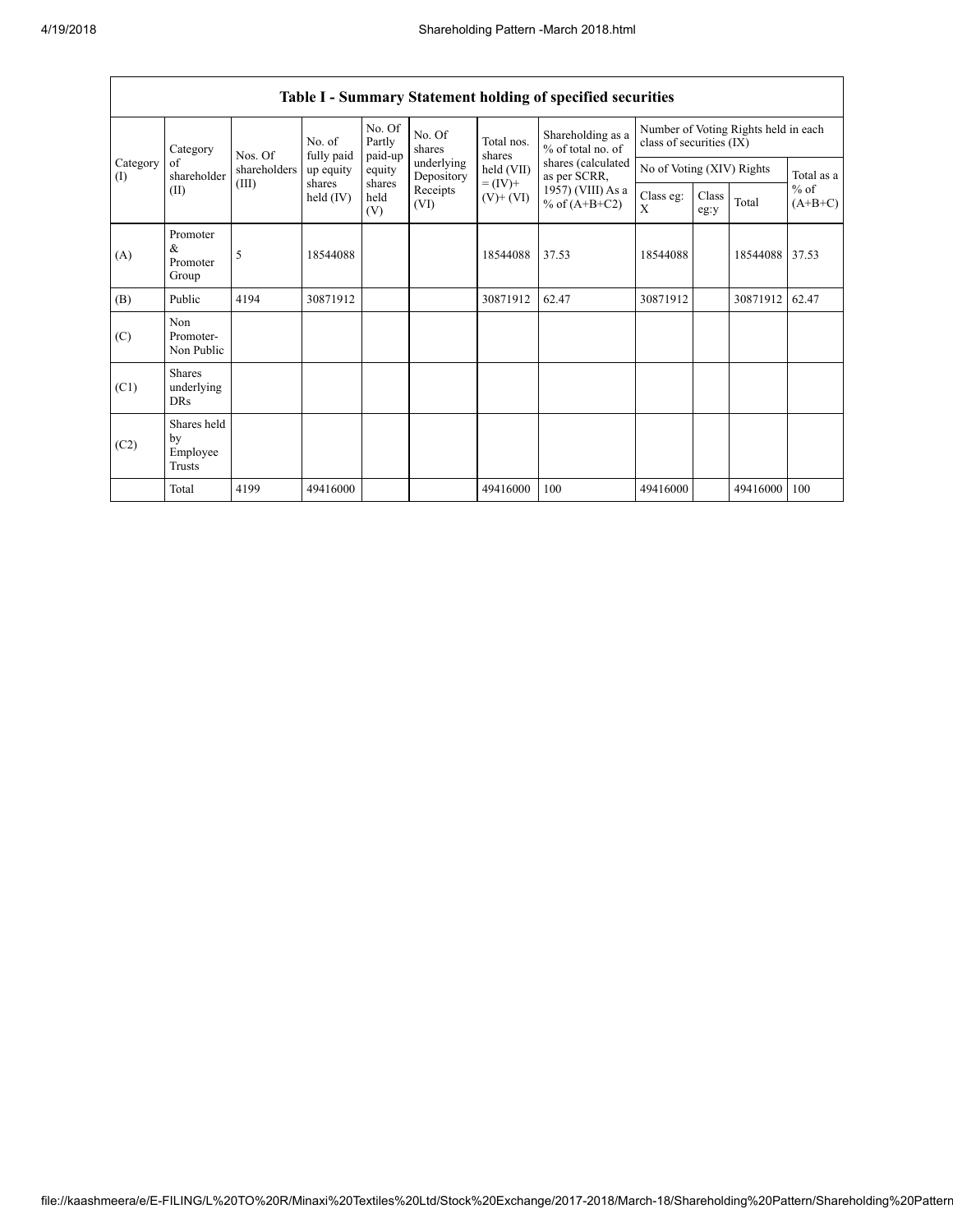## Table I - Summary Statement holding of specified securities

| Category (I) | Category of shareholder (II) | Nos. Of shareholders (III) | No. of fully paid up equity shares held (IV) | No. Of Partly paid-up equity shares held (V) | No. Of shares underlying Depository Receipts (VI) | Total nos. shares held (VII) = (IV)+ (V)+ (VI) | Shareholding as a % of total no. of shares (calculated as per SCRR, 1957) (VIII) As a % of (A+B+C2) | Number of Voting Rights held in each class of securities (IX) | | | |
|---|---|---|---|---|---|---|---|---|---|---|---|
| | | | | | | | | No of Voting (XIV) Rights | | | Total as a % of (A+B+C) |
| | | | | | | | | Class eg: X | Class eg:y | Total | |
| (A) | Promoter & Promoter Group | 5 | 18544088 | | | 18544088 | 37.53 | 18544088 | | 18544088 | 37.53 |
| (B) | Public | 4194 | 30871912 | | | 30871912 | 62.47 | 30871912 | | 30871912 | 62.47 |
| (C) | Non Promoter- Non Public | | | | | | | | | | |
| (C1) | Shares underlying DRs | | | | | | | | | | |
| (C2) | Shares held by Employee Trusts | | | | | | | | | | |
| | Total | 4199 | 49416000 | | | 49416000 | 100 | 49416000 | | 49416000 | 100 |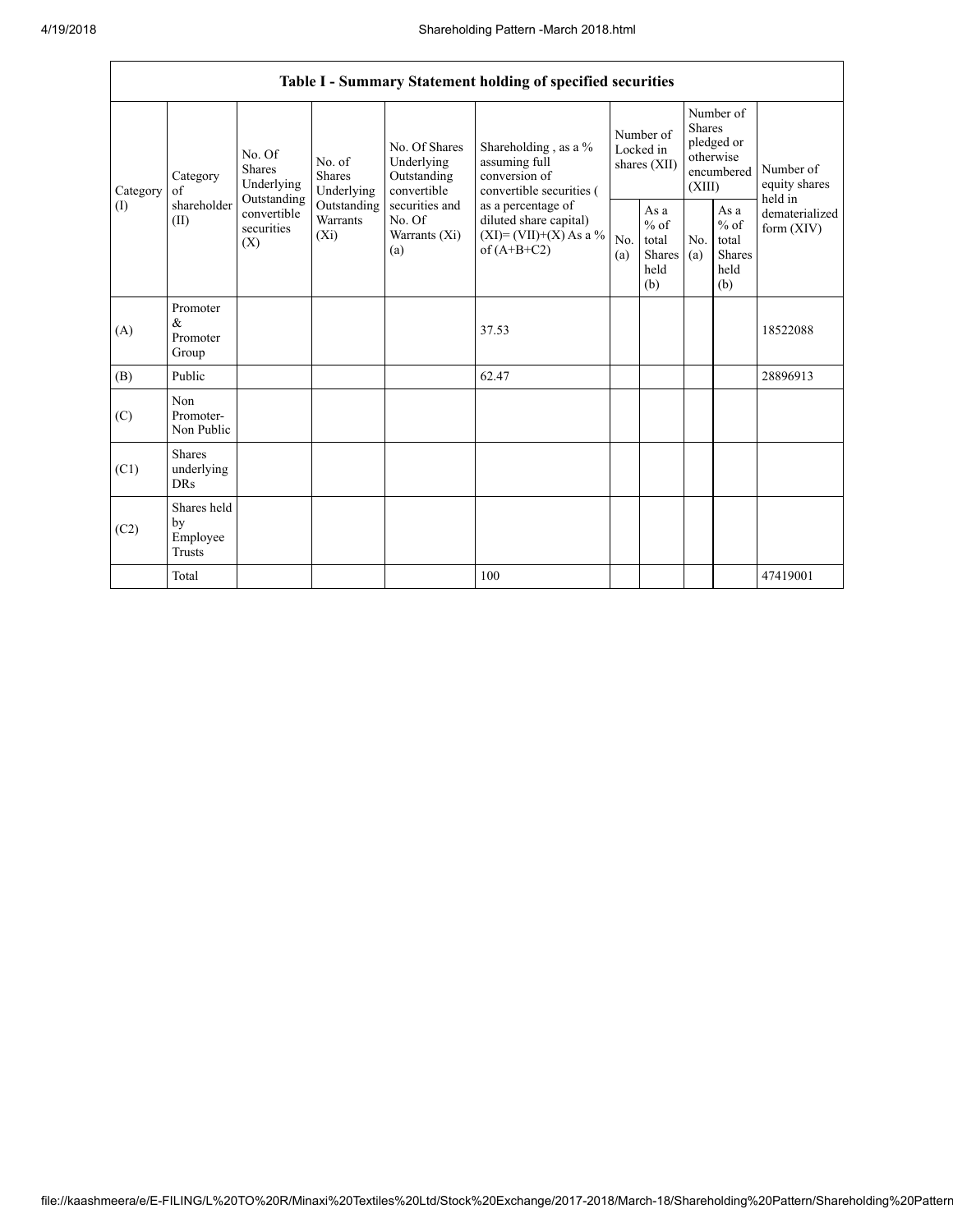| Table I - Summary Statement holding of specified securities | | | | | | | | | | | |
|---|---|---|---|---|---|---|---|---|---|---|---|
| Category (I) | Category of shareholder (II) | No. Of Shares Underlying Outstanding convertible securities (X) | No. of Shares Underlying Outstanding Warrants (Xi) | No. Of Shares Underlying Outstanding convertible securities and No. Of Warrants (Xi) (a) | Shareholding , as a % assuming full conversion of convertible securities ( as a percentage of diluted share capital) (XI)= (VII)+(X) As a % of (A+B+C2) | Number of Locked in shares (XII) | | Number of Shares pledged or otherwise encumbered (XIII) | | Number of equity shares held in dematerialized form (XIV) |
| | | | | | | No. (a) | As a % of total Shares held (b) | No. (a) | As a % of total Shares held (b) | |
| (A) | Promoter & Promoter Group | | | | 37.53 | | | | | 18522088 |
| (B) | Public | | | | 62.47 | | | | | 28896913 |
| (C) | Non Promoter- Non Public | | | | | | | | | |
| (C1) | Shares underlying DRs | | | | | | | | | |
| (C2) | Shares held by Employee Trusts | | | | | | | | | |
| | Total | | | | 100 | | | | | 47419001 |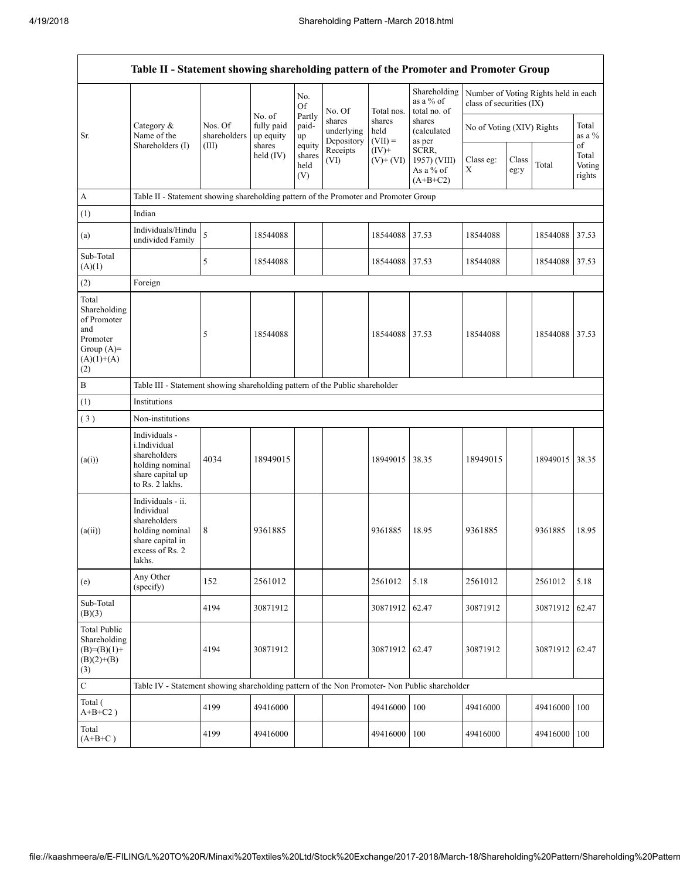| Table II - Statement showing shareholding pattern of the Promoter and Promoter Group | | | | | | | | | | | | |
|---|---|---|---|---|---|---|---|---|---|---|---|---|
| Sr. | Category & Name of the Shareholders (I) | Nos. Of shareholders (III) | No. of fully paid up equity shares held (IV) | No. Of Partly paid-up equity shares held (V) | No. Of shares underlying Depository Receipts (VI) | Total nos. shares held (VII) = (IV)+ (V)+ (VI) | Shareholding as a % of total no. of shares (calculated as per SCRR, 1957) (VIII) As a % of (A+B+C2) | Number of Voting Rights held in each class of securities (IX) | | | |
| | | | | | | | | No of Voting (XIV) Rights | | | Total as a % of Total Voting rights |
| | | | | | | | | Class eg: X | Class eg:y | Total | |
| A | Table II - Statement showing shareholding pattern of the Promoter and Promoter Group | | | | | | | | | | |
| (1) | Indian | | | | | | | | | | |
| (a) | Individuals/Hindu undivided Family | 5 | 18544088 | | | 18544088 | 37.53 | 18544088 | | 18544088 | 37.53 |
| Sub-Total (A)(1) | | 5 | 18544088 | | | 18544088 | 37.53 | 18544088 | | 18544088 | 37.53 |
| (2) | Foreign | | | | | | | | | | |
| Total Shareholding of Promoter and Promoter Group (A)=(A)(1)+(A)(2) | | 5 | 18544088 | | | 18544088 | 37.53 | 18544088 | | 18544088 | 37.53 |
| B | Table III - Statement showing shareholding pattern of the Public shareholder | | | | | | | | | | |
| (1) | Institutions | | | | | | | | | | |
| ( 3 ) | Non-institutions | | | | | | | | | | |
| (a(i)) | Individuals - i.Individual shareholders holding nominal share capital up to Rs. 2 lakhs. | 4034 | 18949015 | | | 18949015 | 38.35 | 18949015 | | 18949015 | 38.35 |
| (a(ii)) | Individuals - ii. Individual shareholders holding nominal share capital in excess of Rs. 2 lakhs. | 8 | 9361885 | | | 9361885 | 18.95 | 9361885 | | 9361885 | 18.95 |
| (e) | Any Other (specify) | 152 | 2561012 | | | 2561012 | 5.18 | 2561012 | | 2561012 | 5.18 |
| Sub-Total (B)(3) | | 4194 | 30871912 | | | 30871912 | 62.47 | 30871912 | | 30871912 | 62.47 |
| Total Public Shareholding (B)=(B)(1)+(B)(2)+(B)(3) | | 4194 | 30871912 | | | 30871912 | 62.47 | 30871912 | | 30871912 | 62.47 |
| C | Table IV - Statement showing shareholding pattern of the Non Promoter- Non Public shareholder | | | | | | | | | | |
| Total ( A+B+C2 ) | | 4199 | 49416000 | | | 49416000 | 100 | 49416000 | | 49416000 | 100 |
| Total (A+B+C ) | | 4199 | 49416000 | | | 49416000 | 100 | 49416000 | | 49416000 | 100 |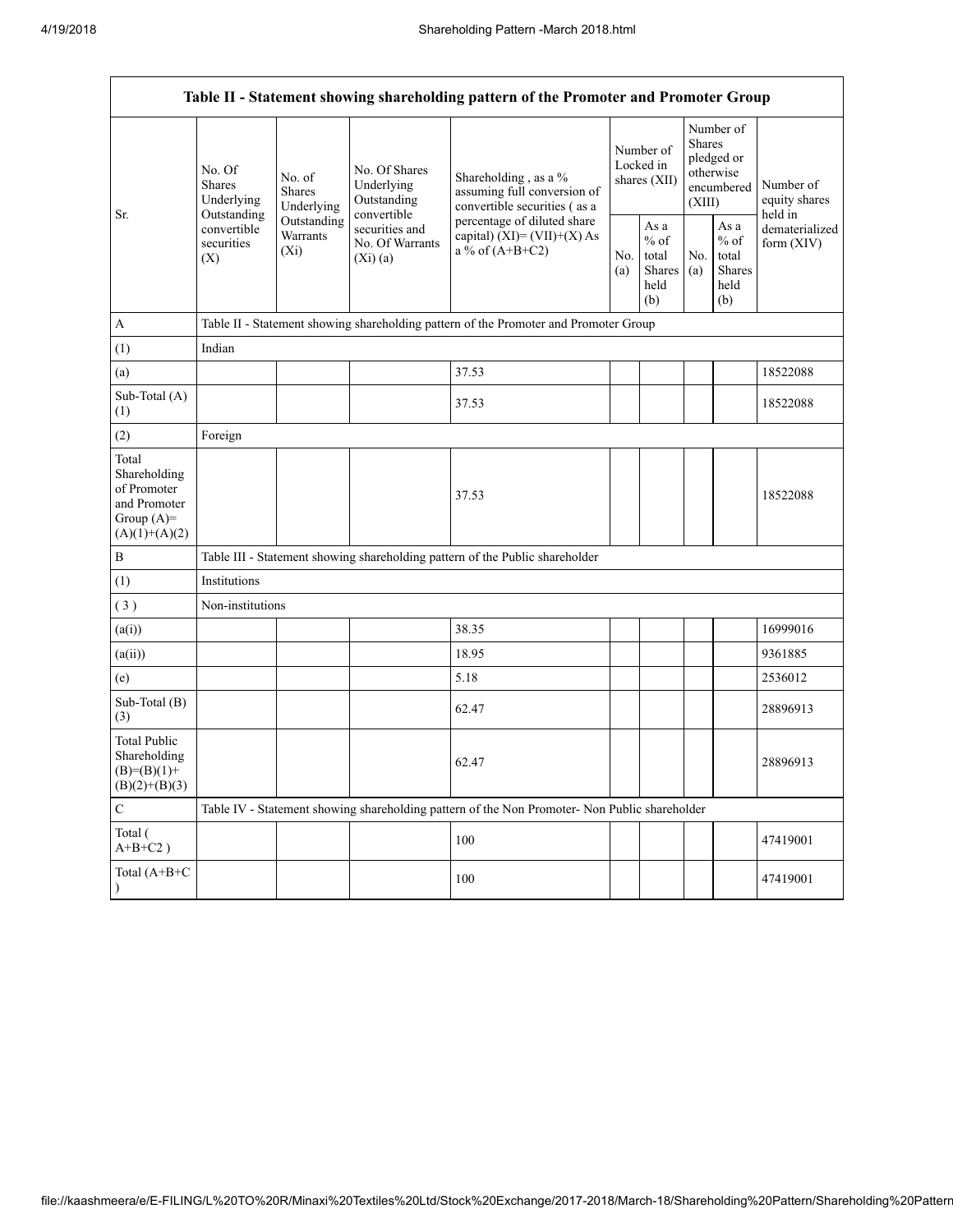| Table II - Statement showing shareholding pattern of the Promoter and Promoter Group | | | | | | | | | |
|---|---|---|---|---|---|---|---|---|---|
| Sr. | No. Of Shares Underlying Outstanding convertible securities (X) | No. of Shares Underlying Outstanding Warrants (Xi) | No. Of Shares Underlying Outstanding convertible securities and No. Of Warrants (Xi) (a) | Shareholding , as a % assuming full conversion of convertible securities ( as a percentage of diluted share capital) (XI)= (VII)+(X) As a % of (A+B+C2) | Number of Locked in shares (XII) | | Number of Shares pledged or otherwise encumbered (XIII) | | Number of equity shares held in dematerialized form (XIV) |
| | | | | | No. (a) | As a % of total Shares held (b) | No. (a) | As a % of total Shares held (b) | |
| A | Table II - Statement showing shareholding pattern of the Promoter and Promoter Group | | | | | | | | |
| (1) | Indian | | | | | | | | |
| (a) | | | | 37.53 | | | | | 18522088 |
| Sub-Total (A) (1) | | | | 37.53 | | | | | 18522088 |
| (2) | Foreign | | | | | | | | |
| Total Shareholding of Promoter and Promoter Group (A)= (A)(1)+(A)(2) | | | | 37.53 | | | | | 18522088 |
| B | Table III - Statement showing shareholding pattern of the Public shareholder | | | | | | | | |
| (1) | Institutions | | | | | | | | |
| ( 3 ) | Non-institutions | | | | | | | | |
| (a(i)) | | | | 38.35 | | | | | 16999016 |
| (a(ii)) | | | | 18.95 | | | | | 9361885 |
| (e) | | | | 5.18 | | | | | 2536012 |
| Sub-Total (B) (3) | | | | 62.47 | | | | | 28896913 |
| Total Public Shareholding (B)=(B)(1)+(B)(2)+(B)(3) | | | | 62.47 | | | | | 28896913 |
| C | Table IV - Statement showing shareholding pattern of the Non Promoter- Non Public shareholder | | | | | | | | |
| Total ( A+B+C2 ) | | | | 100 | | | | | 47419001 |
| Total (A+B+C ) | | | | 100 | | | | | 47419001 |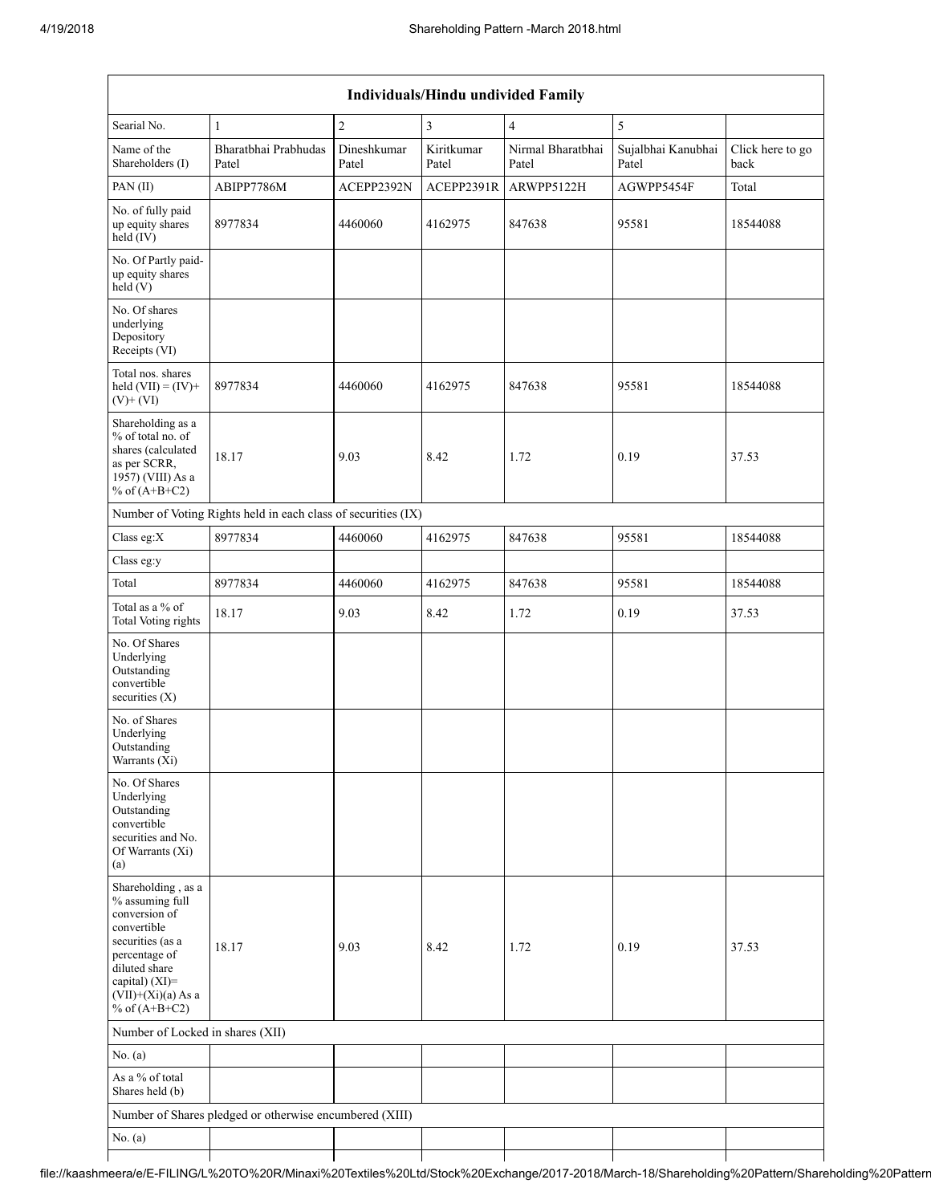| Individuals/Hindu undivided Family | | | | | | |
|---|---|---|---|---|---|---|
| Searial No. | 1 | 2 | 3 | 4 | 5 | |
| Name of the Shareholders (I) | Bharatbhai Prabhudas Patel | Dineshkumar Patel | Kiritkumar Patel | Nirmal Bharatbhai Patel | Sujalbhai Kanubhai Patel | Click here to go back |
| PAN (II) | ABIPP7786M | ACEPP2392N | ACEPP2391R | ARWPP5122H | AGWPP5454F | Total |
| No. of fully paid up equity shares held (IV) | 8977834 | 4460060 | 4162975 | 847638 | 95581 | 18544088 |
| No. Of Partly paid-up equity shares held (V) | | | | | | |
| No. Of shares underlying Depository Receipts (VI) | | | | | | |
| Total nos. shares held (VII) = (IV)+ (V)+ (VI) | 8977834 | 4460060 | 4162975 | 847638 | 95581 | 18544088 |
| Shareholding as a % of total no. of shares (calculated as per SCRR, 1957) (VIII) As a % of (A+B+C2) | 18.17 | 9.03 | 8.42 | 1.72 | 0.19 | 37.53 |
| Number of Voting Rights held in each class of securities (IX) | | | | | | |
| Class eg:X | 8977834 | 4460060 | 4162975 | 847638 | 95581 | 18544088 |
| Class eg:y | | | | | | |
| Total | 8977834 | 4460060 | 4162975 | 847638 | 95581 | 18544088 |
| Total as a % of Total Voting rights | 18.17 | 9.03 | 8.42 | 1.72 | 0.19 | 37.53 |
| No. Of Shares Underlying Outstanding convertible securities (X) | | | | | | |
| No. of Shares Underlying Outstanding Warrants (Xi) | | | | | | |
| No. Of Shares Underlying Outstanding convertible securities and No. Of Warrants (Xi) (a) | | | | | | |
| Shareholding , as a % assuming full conversion of convertible securities (as a percentage of diluted share capital) (XI)= (VII)+(Xi)(a) As a % of (A+B+C2) | 18.17 | 9.03 | 8.42 | 1.72 | 0.19 | 37.53 |
| Number of Locked in shares (XII) | | | | | | |
| No. (a) | | | | | | |
| As a % of total Shares held (b) | | | | | | |
| Number of Shares pledged or otherwise encumbered (XIII) | | | | | | |
| No. (a) | | | | | | |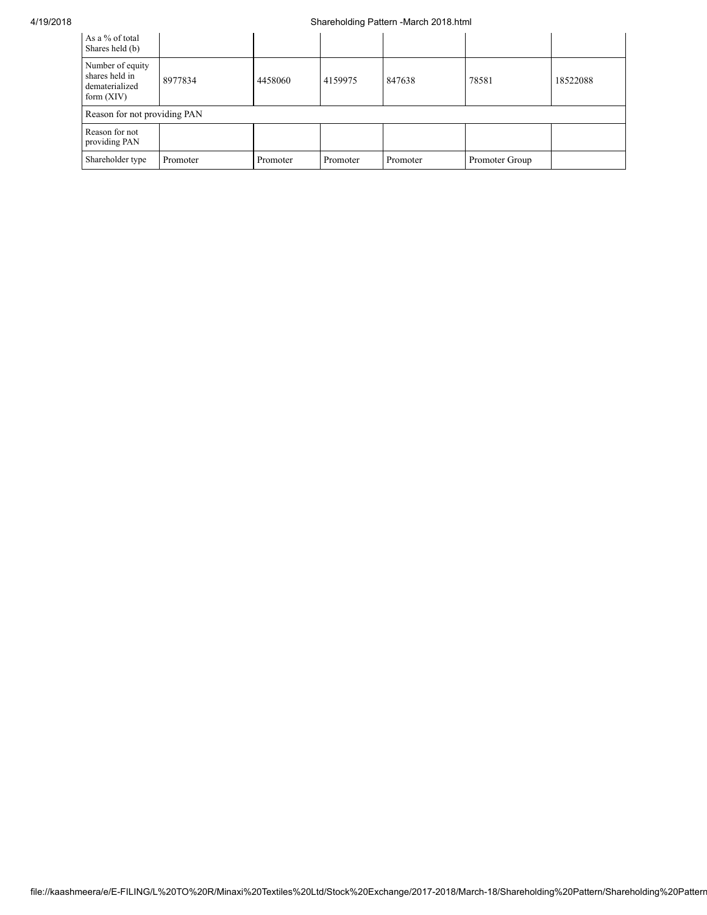| As a % of total Shares held (b) | | | | | | |
|---|---|---|---|---|---|---|
| Number of equity shares held in dematerialized form (XIV) | 8977834 | 4458060 | 4159975 | 847638 | 78581 | 18522088 |
| Reason for not providing PAN | | | | | | |
| Reason for not providing PAN | | | | | | |
| Shareholder type | Promoter | Promoter | Promoter | Promoter | Promoter Group | |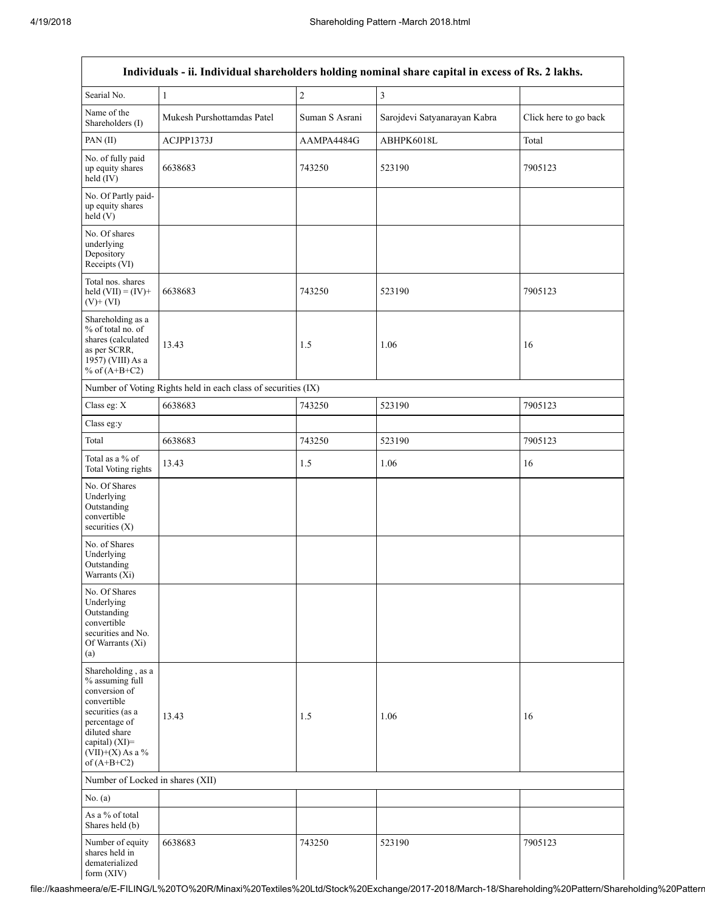| Individuals - ii. Individual shareholders holding nominal share capital in excess of Rs. 2 lakhs. | | | | |
|---|---|---|---|---|
| Searial No. | 1 | 2 | 3 | |
| Name of the Shareholders (I) | Mukesh Purshottamdas Patel | Suman S Asrani | Sarojdevi Satyanarayan Kabra | Click here to go back |
| PAN (II) | ACJPP1373J | AAMPA4484G | ABHPK6018L | Total |
| No. of fully paid up equity shares held (IV) | 6638683 | 743250 | 523190 | 7905123 |
| No. Of Partly paid-up equity shares held (V) | | | | |
| No. Of shares underlying Depository Receipts (VI) | | | | |
| Total nos. shares held (VII) = (IV)+ (V)+ (VI) | 6638683 | 743250 | 523190 | 7905123 |
| Shareholding as a % of total no. of shares (calculated as per SCRR, 1957) (VIII) As a % of (A+B+C2) | 13.43 | 1.5 | 1.06 | 16 |
| Number of Voting Rights held in each class of securities (IX) | | | | |
| Class eg: X | 6638683 | 743250 | 523190 | 7905123 |
| Class eg:y | | | | |
| Total | 6638683 | 743250 | 523190 | 7905123 |
| Total as a % of Total Voting rights | 13.43 | 1.5 | 1.06 | 16 |
| No. Of Shares Underlying Outstanding convertible securities (X) | | | | |
| No. of Shares Underlying Outstanding Warrants (Xi) | | | | |
| No. Of Shares Underlying Outstanding convertible securities and No. Of Warrants (Xi) (a) | | | | |
| Shareholding , as a % assuming full conversion of convertible securities (as a percentage of diluted share capital) (XI)= (VII)+(X) As a % of (A+B+C2) | 13.43 | 1.5 | 1.06 | 16 |
| Number of Locked in shares (XII) | | | | |
| No. (a) | | | | |
| As a % of total Shares held (b) | | | | |
| Number of equity shares held in dematerialized form (XIV) | 6638683 | 743250 | 523190 | 7905123 |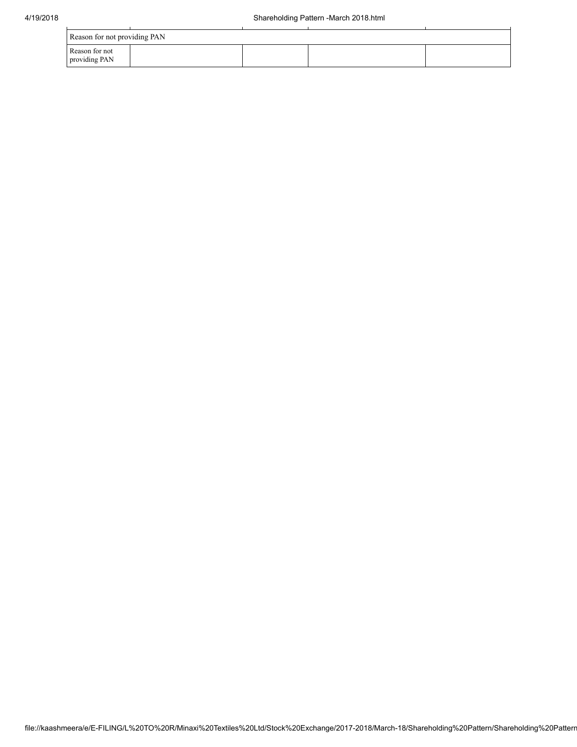| Reason for not providing PAN | | | | |
|---|---|---|---|---|
| Reason for not providing PAN | | | | |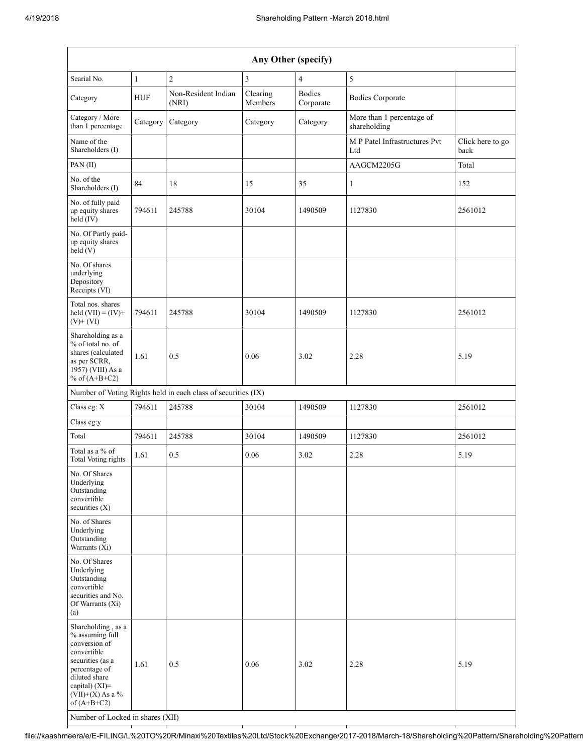| Any Other (specify) | | | | | | |
|---|---|---|---|---|---|---|
| Searial No. | 1 | 2 | 3 | 4 | 5 | |
| Category | HUF | Non-Resident Indian (NRI) | Clearing Members | Bodies Corporate | Bodies Corporate | |
| Category / More than 1 percentage | Category | Category | Category | Category | More than 1 percentage of shareholding | |
| Name of the Shareholders (I) | | | | | M P Patel Infrastructures Pvt Ltd | Click here to go back |
| PAN (II) | | | | | AAGCM2205G | Total |
| No. of the Shareholders (I) | 84 | 18 | 15 | 35 | 1 | 152 |
| No. of fully paid up equity shares held (IV) | 794611 | 245788 | 30104 | 1490509 | 1127830 | 2561012 |
| No. Of Partly paid-up equity shares held (V) | | | | | | |
| No. Of shares underlying Depository Receipts (VI) | | | | | | |
| Total nos. shares held (VII) = (IV)+ (V)+ (VI) | 794611 | 245788 | 30104 | 1490509 | 1127830 | 2561012 |
| Shareholding as a % of total no. of shares (calculated as per SCRR, 1957) (VIII) As a % of (A+B+C2) | 1.61 | 0.5 | 0.06 | 3.02 | 2.28 | 5.19 |
| Number of Voting Rights held in each class of securities (IX) | | | | | | |
| Class eg: X | 794611 | 245788 | 30104 | 1490509 | 1127830 | 2561012 |
| Class eg:y | | | | | | |
| Total | 794611 | 245788 | 30104 | 1490509 | 1127830 | 2561012 |
| Total as a % of Total Voting rights | 1.61 | 0.5 | 0.06 | 3.02 | 2.28 | 5.19 |
| No. Of Shares Underlying Outstanding convertible securities (X) | | | | | | |
| No. of Shares Underlying Outstanding Warrants (Xi) | | | | | | |
| No. Of Shares Underlying Outstanding convertible securities and No. Of Warrants (Xi) (a) | | | | | | |
| Shareholding , as a % assuming full conversion of convertible securities (as a percentage of diluted share capital) (XI)= (VII)+(X) As a % of (A+B+C2) | 1.61 | 0.5 | 0.06 | 3.02 | 2.28 | 5.19 |
| Number of Locked in shares (XII) | | | | | | |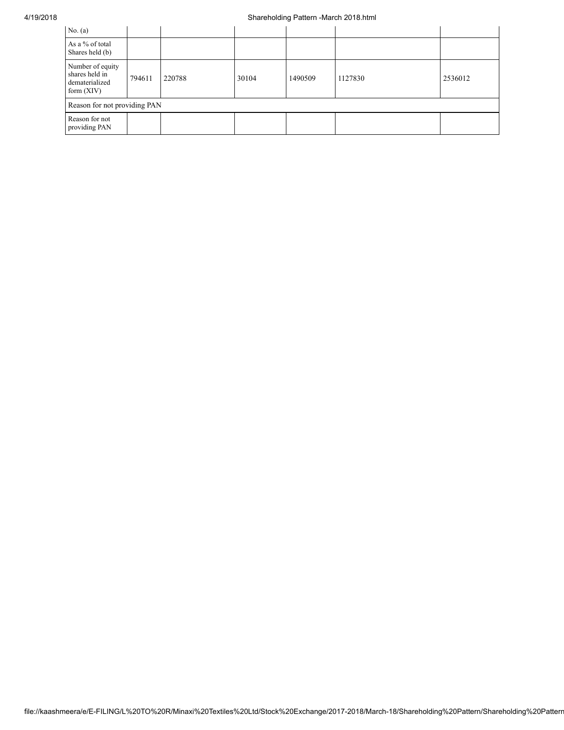| | | | | | | |
|---|---|---|---|---|---|---|
| No. (a) | | | | | | |
| As a % of total Shares held (b) | | | | | | |
| Number of equity shares held in dematerialized form (XIV) | 794611 | 220788 | 30104 | 1490509 | 1127830 | 2536012 |
| Reason for not providing PAN | | | | | | |
| Reason for not providing PAN | | | | | | |